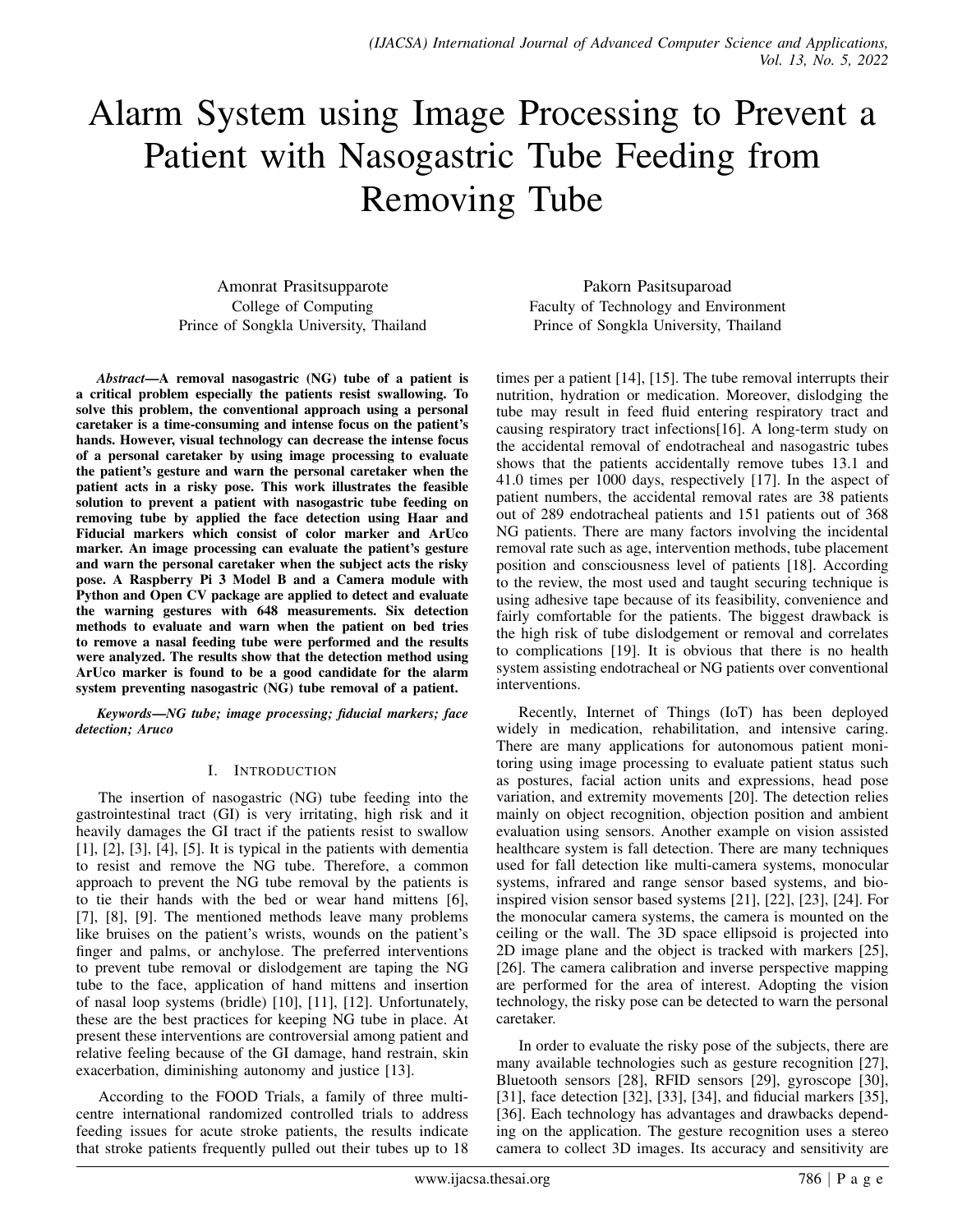# Alarm System using Image Processing to Prevent a Patient with Nasogastric Tube Feeding from Removing Tube

Amonrat Prasitsupparote
College of Computing
Prince of Songkla University, Thailand

Pakorn Pasitsuparoad
Faculty of Technology and Environment
Prince of Songkla University, Thailand

***Abstract*—A removal nasogastric (NG) tube of a patient is a critical problem especially the patients resist swallowing. To solve this problem, the conventional approach using a personal caretaker is a time-consuming and intense focus on the patient's hands. However, visual technology can decrease the intense focus of a personal caretaker by using image processing to evaluate the patient's gesture and warn the personal caretaker when the patient acts in a risky pose. This work illustrates the feasible solution to prevent a patient with nasogastric tube feeding on removing tube by applied the face detection using Haar and Fiducial markers which consist of color marker and ArUco marker. An image processing can evaluate the patient's gesture and warn the personal caretaker when the subject acts the risky pose. A Raspberry Pi 3 Model B and a Camera module with Python and Open CV package are applied to detect and evaluate the warning gestures with 648 measurements. Six detection methods to evaluate and warn when the patient on bed tries to remove a nasal feeding tube were performed and the results were analyzed. The results show that the detection method using ArUco marker is found to be a good candidate for the alarm system preventing nasogastric (NG) tube removal of a patient.**

***Keywords*—*NG tube; image processing; fiducial markers; face detection; Aruco***

## I. Introduction

The insertion of nasogastric (NG) tube feeding into the gastrointestinal tract (GI) is very irritating, high risk and it heavily damages the GI tract if the patients resist to swallow [1], [2], [3], [4], [5]. It is typical in the patients with dementia to resist and remove the NG tube. Therefore, a common approach to prevent the NG tube removal by the patients is to tie their hands with the bed or wear hand mittens [6], [7], [8], [9]. The mentioned methods leave many problems like bruises on the patient's wrists, wounds on the patient's finger and palms, or anchylose. The preferred interventions to prevent tube removal or dislodgement are taping the NG tube to the face, application of hand mittens and insertion of nasal loop systems (bridle) [10], [11], [12]. Unfortunately, these are the best practices for keeping NG tube in place. At present these interventions are controversial among patient and relative feeling because of the GI damage, hand restrain, skin exacerbation, diminishing autonomy and justice [13].

According to the FOOD Trials, a family of three multi-centre international randomized controlled trials to address feeding issues for acute stroke patients, the results indicate that stroke patients frequently pulled out their tubes up to 18 times per a patient [14], [15]. The tube removal interrupts their nutrition, hydration or medication. Moreover, dislodging the tube may result in feed fluid entering respiratory tract and causing respiratory tract infections[16]. A long-term study on the accidental removal of endotracheal and nasogastric tubes shows that the patients accidentally remove tubes 13.1 and 41.0 times per 1000 days, respectively [17]. In the aspect of patient numbers, the accidental removal rates are 38 patients out of 289 endotracheal patients and 151 patients out of 368 NG patients. There are many factors involving the incidental removal rate such as age, intervention methods, tube placement position and consciousness level of patients [18]. According to the review, the most used and taught securing technique is using adhesive tape because of its feasibility, convenience and fairly comfortable for the patients. The biggest drawback is the high risk of tube dislodgement or removal and correlates to complications [19]. It is obvious that there is no health system assisting endotracheal or NG patients over conventional interventions.

Recently, Internet of Things (IoT) has been deployed widely in medication, rehabilitation, and intensive caring. There are many applications for autonomous patient monitoring using image processing to evaluate patient status such as postures, facial action units and expressions, head pose variation, and extremity movements [20]. The detection relies mainly on object recognition, objection position and ambient evaluation using sensors. Another example on vision assisted healthcare system is fall detection. There are many techniques used for fall detection like multi-camera systems, monocular systems, infrared and range sensor based systems, and bio-inspired vision sensor based systems [21], [22], [23], [24]. For the monocular camera systems, the camera is mounted on the ceiling or the wall. The 3D space ellipsoid is projected into 2D image plane and the object is tracked with markers [25], [26]. The camera calibration and inverse perspective mapping are performed for the area of interest. Adopting the vision technology, the risky pose can be detected to warn the personal caretaker.

In order to evaluate the risky pose of the subjects, there are many available technologies such as gesture recognition [27], Bluetooth sensors [28], RFID sensors [29], gyroscope [30], [31], face detection [32], [33], [34], and fiducial markers [35], [36]. Each technology has advantages and drawbacks depending on the application. The gesture recognition uses a stereo camera to collect 3D images. Its accuracy and sensitivity are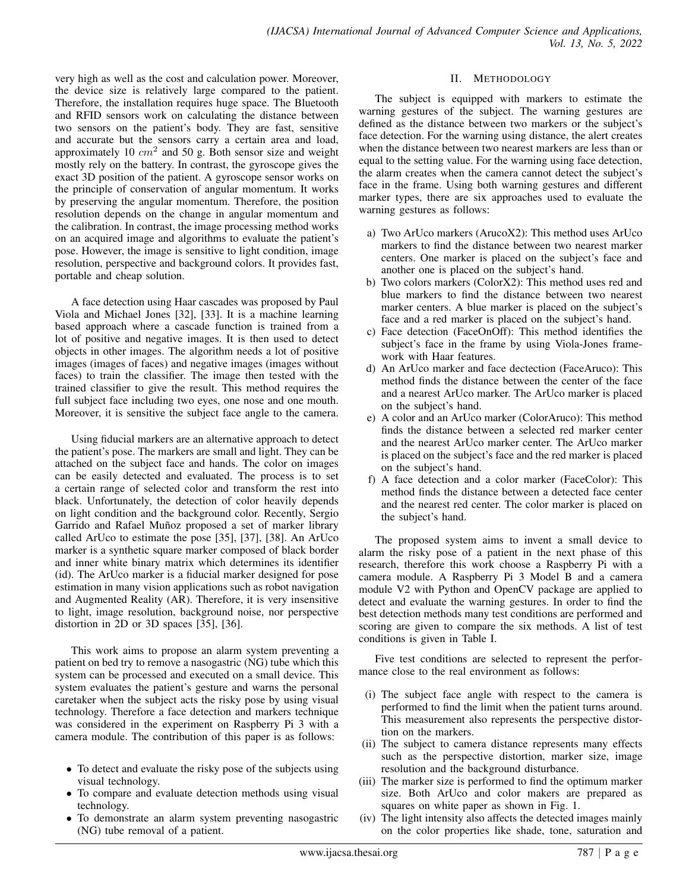very high as well as the cost and calculation power. Moreover, the device size is relatively large compared to the patient. Therefore, the installation requires huge space. The Bluetooth and RFID sensors work on calculating the distance between two sensors on the patient's body. They are fast, sensitive and accurate but the sensors carry a certain area and load, approximately 10 $cm^2$ and 50 g. Both sensor size and weight mostly rely on the battery. In contrast, the gyroscope gives the exact 3D position of the patient. A gyroscope sensor works on the principle of conservation of angular momentum. It works by preserving the angular momentum. Therefore, the position resolution depends on the change in angular momentum and the calibration. In contrast, the image processing method works on an acquired image and algorithms to evaluate the patient's pose. However, the image is sensitive to light condition, image resolution, perspective and background colors. It provides fast, portable and cheap solution.

A face detection using Haar cascades was proposed by Paul Viola and Michael Jones [32], [33]. It is a machine learning based approach where a cascade function is trained from a lot of positive and negative images. It is then used to detect objects in other images. The algorithm needs a lot of positive images (images of faces) and negative images (images without faces) to train the classifier. The image then tested with the trained classifier to give the result. This method requires the full subject face including two eyes, one nose and one mouth. Moreover, it is sensitive the subject face angle to the camera.

Using fiducial markers are an alternative approach to detect the patient's pose. The markers are small and light. They can be attached on the subject face and hands. The color on images can be easily detected and evaluated. The process is to set a certain range of selected color and transform the rest into black. Unfortunately, the detection of color heavily depends on light condition and the background color. Recently, Sergio Garrido and Rafael Muñoz proposed a set of marker library called ArUco to estimate the pose [35], [37], [38]. An ArUco marker is a synthetic square marker composed of black border and inner white binary matrix which determines its identifier (id). The ArUco marker is a fiducial marker designed for pose estimation in many vision applications such as robot navigation and Augmented Reality (AR). Therefore, it is very insensitive to light, image resolution, background noise, nor perspective distortion in 2D or 3D spaces [35], [36].

This work aims to propose an alarm system preventing a patient on bed try to remove a nasogastric (NG) tube which this system can be processed and executed on a small device. This system evaluates the patient's gesture and warns the personal caretaker when the subject acts the risky pose by using visual technology. Therefore a face detection and markers technique was considered in the experiment on Raspberry Pi 3 with a camera module. The contribution of this paper is as follows:

- To detect and evaluate the risky pose of the subjects using visual technology.
- To compare and evaluate detection methods using visual technology.
- To demonstrate an alarm system preventing nasogastric (NG) tube removal of a patient.

## II. Methodology

The subject is equipped with markers to estimate the warning gestures of the subject. The warning gestures are defined as the distance between two markers or the subject's face detection. For the warning using distance, the alert creates when the distance between two nearest markers are less than or equal to the setting value. For the warning using face detection, the alarm creates when the camera cannot detect the subject's face in the frame. Using both warning gestures and different marker types, there are six approaches used to evaluate the warning gestures as follows:

a) Two ArUco markers (ArucoX2): This method uses ArUco markers to find the distance between two nearest marker centers. One marker is placed on the subject's face and another one is placed on the subject's hand.
b) Two colors markers (ColorX2): This method uses red and blue markers to find the distance between two nearest marker centers. A blue marker is placed on the subject's face and a red marker is placed on the subject's hand.
c) Face detection (FaceOnOff): This method identifies the subject's face in the frame by using Viola-Jones framework with Haar features.
d) An ArUco marker and face dectection (FaceAruco): This method finds the distance between the center of the face and a nearest ArUco marker. The ArUco marker is placed on the subject's hand.
e) A color and an ArUco marker (ColorAruco): This method finds the distance between a selected red marker center and the nearest ArUco marker center. The ArUco marker is placed on the subject's face and the red marker is placed on the subject's hand.
f) A face detection and a color marker (FaceColor): This method finds the distance between a detected face center and the nearest red center. The color marker is placed on the subject's hand.

The proposed system aims to invent a small device to alarm the risky pose of a patient in the next phase of this research, therefore this work choose a Raspberry Pi with a camera module. A Raspberry Pi 3 Model B and a camera module V2 with Python and OpenCV package are applied to detect and evaluate the warning gestures. In order to find the best detection methods many test conditions are performed and scoring are given to compare the six methods. A list of test conditions is given in Table I.

Five test conditions are selected to represent the performance close to the real environment as follows:

(i) The subject face angle with respect to the camera is performed to find the limit when the patient turns around. This measurement also represents the perspective distortion on the markers.
(ii) The subject to camera distance represents many effects such as the perspective distortion, marker size, image resolution and the background disturbance.
(iii) The marker size is performed to find the optimum marker size. Both ArUco and color makers are prepared as squares on white paper as shown in Fig. 1.
(iv) The light intensity also affects the detected images mainly on the color properties like shade, tone, saturation and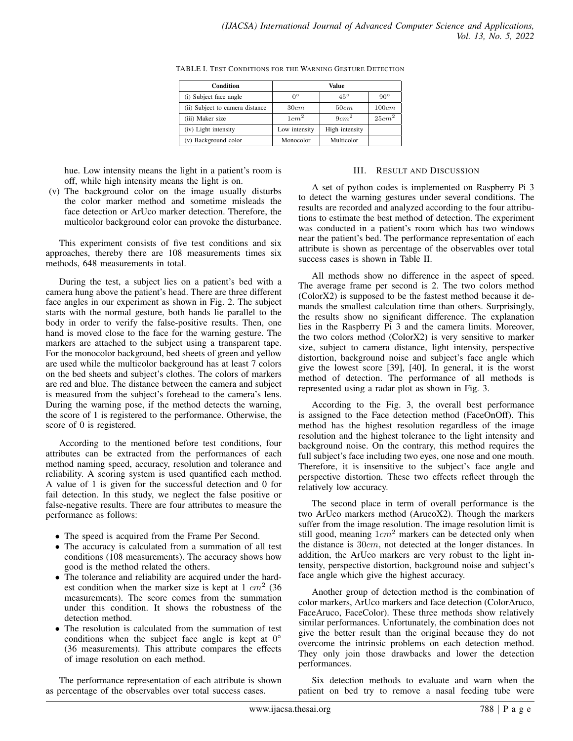TABLE I. Test Conditions for the Warning Gesture Detection

| Condition | Value | | |
|---|---|---|---|
| (i) Subject face angle | $0°$ | $45°$ | $90°$ |
| (ii) Subject to camera distance | $30cm$ | $50cm$ | $100cm$ |
| (iii) Maker size | $1cm^2$ | $9cm^2$ | $25cm^2$ |
| (iv) Light intensity | Low intensity | High intensity | |
| (v) Background color | Monocolor | Multicolor | |

hue. Low intensity means the light in a patient's room is off, while high intensity means the light is on.

(v) The background color on the image usually disturbs the color marker method and sometime misleads the face detection or ArUco marker detection. Therefore, the multicolor background color can provoke the disturbance.

This experiment consists of five test conditions and six approaches, thereby there are 108 measurements times six methods, 648 measurements in total.

During the test, a subject lies on a patient's bed with a camera hung above the patient's head. There are three different face angles in our experiment as shown in Fig. 2. The subject starts with the normal gesture, both hands lie parallel to the body in order to verify the false-positive results. Then, one hand is moved close to the face for the warning gesture. The markers are attached to the subject using a transparent tape. For the monocolor background, bed sheets of green and yellow are used while the multicolor background has at least 7 colors on the bed sheets and subject's clothes. The colors of markers are red and blue. The distance between the camera and subject is measured from the subject's forehead to the camera's lens. During the warning pose, if the method detects the warning, the score of 1 is registered to the performance. Otherwise, the score of 0 is registered.

According to the mentioned before test conditions, four attributes can be extracted from the performances of each method naming speed, accuracy, resolution and tolerance and reliability. A scoring system is used quantified each method. A value of 1 is given for the successful detection and 0 for fail detection. In this study, we neglect the false positive or false-negative results. There are four attributes to measure the performance as follows:

- The speed is acquired from the Frame Per Second.
- The accuracy is calculated from a summation of all test conditions (108 measurements). The accuracy shows how good is the method related the others.
- The tolerance and reliability are acquired under the hardest condition when the marker size is kept at 1 $cm^2$ (36 measurements). The score comes from the summation under this condition. It shows the robustness of the detection method.
- The resolution is calculated from the summation of test conditions when the subject face angle is kept at $0°$ (36 measurements). This attribute compares the effects of image resolution on each method.

The performance representation of each attribute is shown as percentage of the observables over total success cases.

## III. Result and Discussion

A set of python codes is implemented on Raspberry Pi 3 to detect the warning gestures under several conditions. The results are recorded and analyzed according to the four attributions to estimate the best method of detection. The experiment was conducted in a patient's room which has two windows near the patient's bed. The performance representation of each attribute is shown as percentage of the observables over total success cases is shown in Table II.

All methods show no difference in the aspect of speed. The average frame per second is 2. The two colors method (ColorX2) is supposed to be the fastest method because it demands the smallest calculation time than others. Surprisingly, the results show no significant difference. The explanation lies in the Raspberry Pi 3 and the camera limits. Moreover, the two colors method (ColorX2) is very sensitive to marker size, subject to camera distance, light intensity, perspective distortion, background noise and subject's face angle which give the lowest score [39], [40]. In general, it is the worst method of detection. The performance of all methods is represented using a radar plot as shown in Fig. 3.

According to the Fig. 3, the overall best performance is assigned to the Face detection method (FaceOnOff). This method has the highest resolution regardless of the image resolution and the highest tolerance to the light intensity and background noise. On the contrary, this method requires the full subject's face including two eyes, one nose and one mouth. Therefore, it is insensitive to the subject's face angle and perspective distortion. These two effects reflect through the relatively low accuracy.

The second place in term of overall performance is the two ArUco markers method (ArucoX2). Though the markers suffer from the image resolution. The image resolution limit is still good, meaning $1cm^2$ markers can be detected only when the distance is $30cm$, not detected at the longer distances. In addition, the ArUco markers are very robust to the light intensity, perspective distortion, background noise and subject's face angle which give the highest accuracy.

Another group of detection method is the combination of color markers, ArUco markers and face detection (ColorAruco, FaceAruco, FaceColor). These three methods show relatively similar performances. Unfortunately, the combination does not give the better result than the original because they do not overcome the intrinsic problems on each detection method. They only join those drawbacks and lower the detection performances.

Six detection methods to evaluate and warn when the patient on bed try to remove a nasal feeding tube were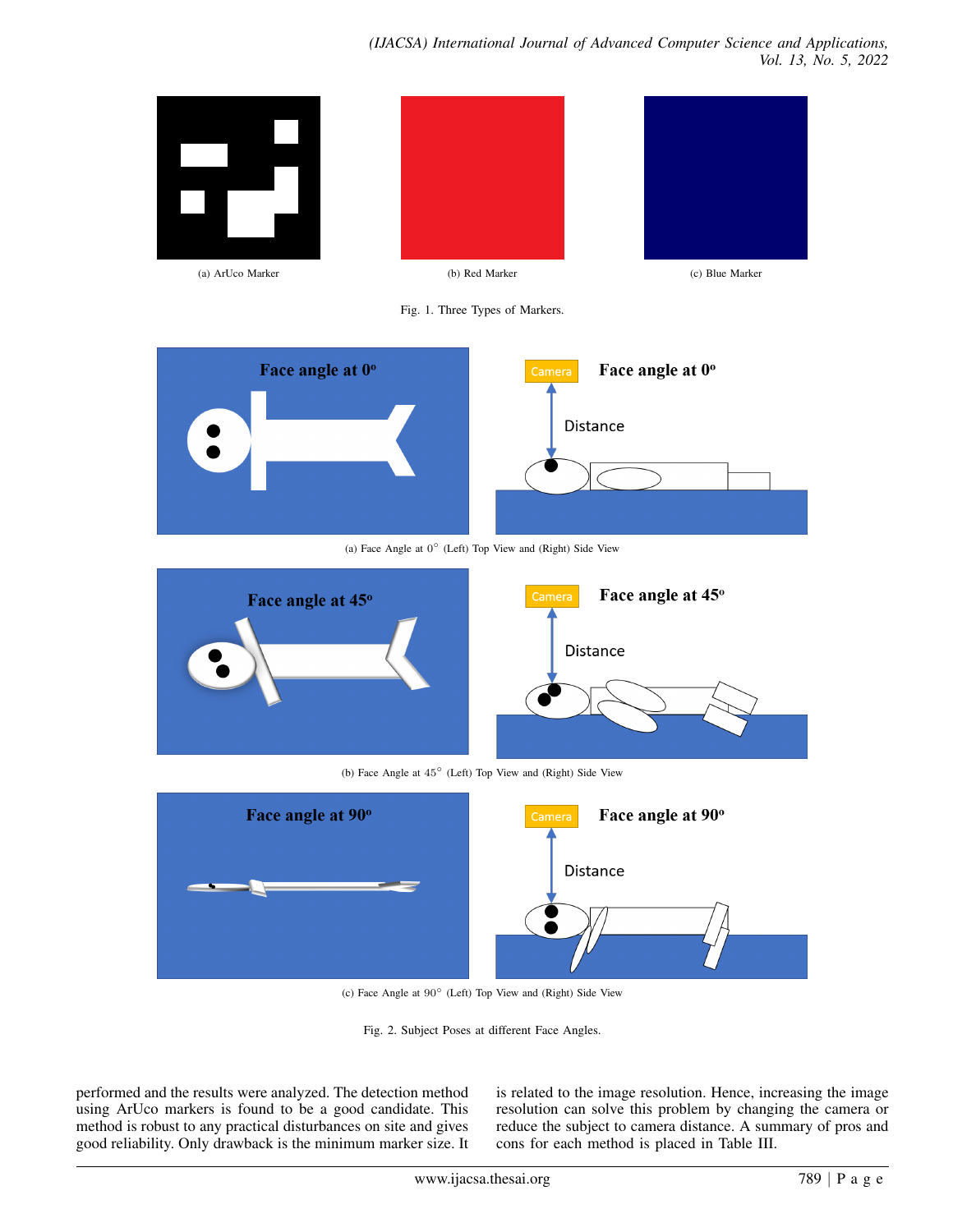(a) ArUco Marker

(b) Red Marker

(c) Blue Marker

Fig. 1. Three Types of Markers.

(a) Face Angle at $0^\circ$ (Left) Top View and (Right) Side View

(b) Face Angle at $45^\circ$ (Left) Top View and (Right) Side View

(c) Face Angle at $90^\circ$ (Left) Top View and (Right) Side View

Fig. 2. Subject Poses at different Face Angles.

performed and the results were analyzed. The detection method using ArUco markers is found to be a good candidate. This method is robust to any practical disturbances on site and gives good reliability. Only drawback is the minimum marker size. It is related to the image resolution. Hence, increasing the image resolution can solve this problem by changing the camera or reduce the subject to camera distance. A summary of pros and cons for each method is placed in Table III.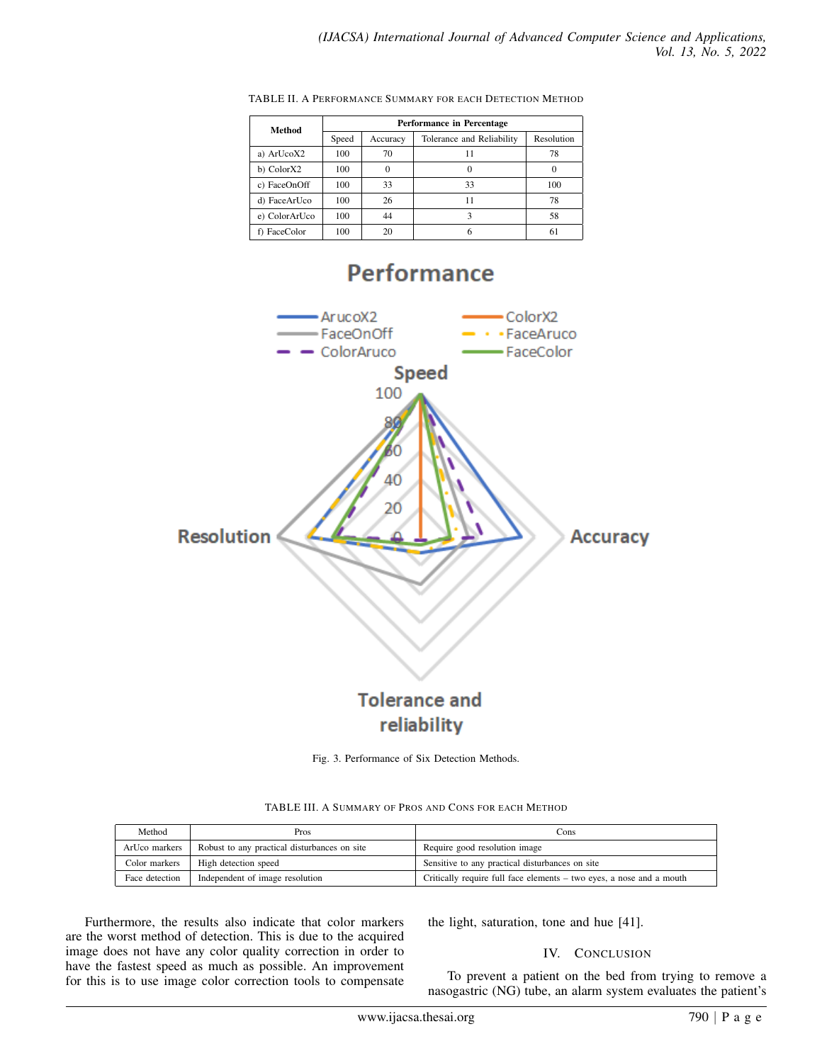TABLE II. A PERFORMANCE SUMMARY FOR EACH DETECTION METHOD

| Method | Performance in Percentage | | | |
|---|---|---|---|---|
| | Speed | Accuracy | Tolerance and Reliability | Resolution |
| a) ArUcoX2 | 100 | 70 | 11 | 78 |
| b) ColorX2 | 100 | 0 | 0 | 0 |
| c) FaceOnOff | 100 | 33 | 33 | 100 |
| d) FaceArUco | 100 | 26 | 11 | 78 |
| e) ColorArUco | 100 | 44 | 3 | 58 |
| f) FaceColor | 100 | 20 | 6 | 61 |

Fig. 3. Performance of Six Detection Methods.

TABLE III. A SUMMARY OF PROS AND CONS FOR EACH METHOD

| Method | Pros | Cons |
|---|---|---|
| ArUco markers | Robust to any practical disturbances on site | Require good resolution image |
| Color markers | High detection speed | Sensitive to any practical disturbances on site |
| Face detection | Independent of image resolution | Critically require full face elements – two eyes, a nose and a mouth |

Furthermore, the results also indicate that color markers are the worst method of detection. This is due to the acquired image does not have any color quality correction in order to have the fastest speed as much as possible. An improvement for this is to use image color correction tools to compensate the light, saturation, tone and hue [41].

## IV. CONCLUSION

To prevent a patient on the bed from trying to remove a nasogastric (NG) tube, an alarm system evaluates the patient's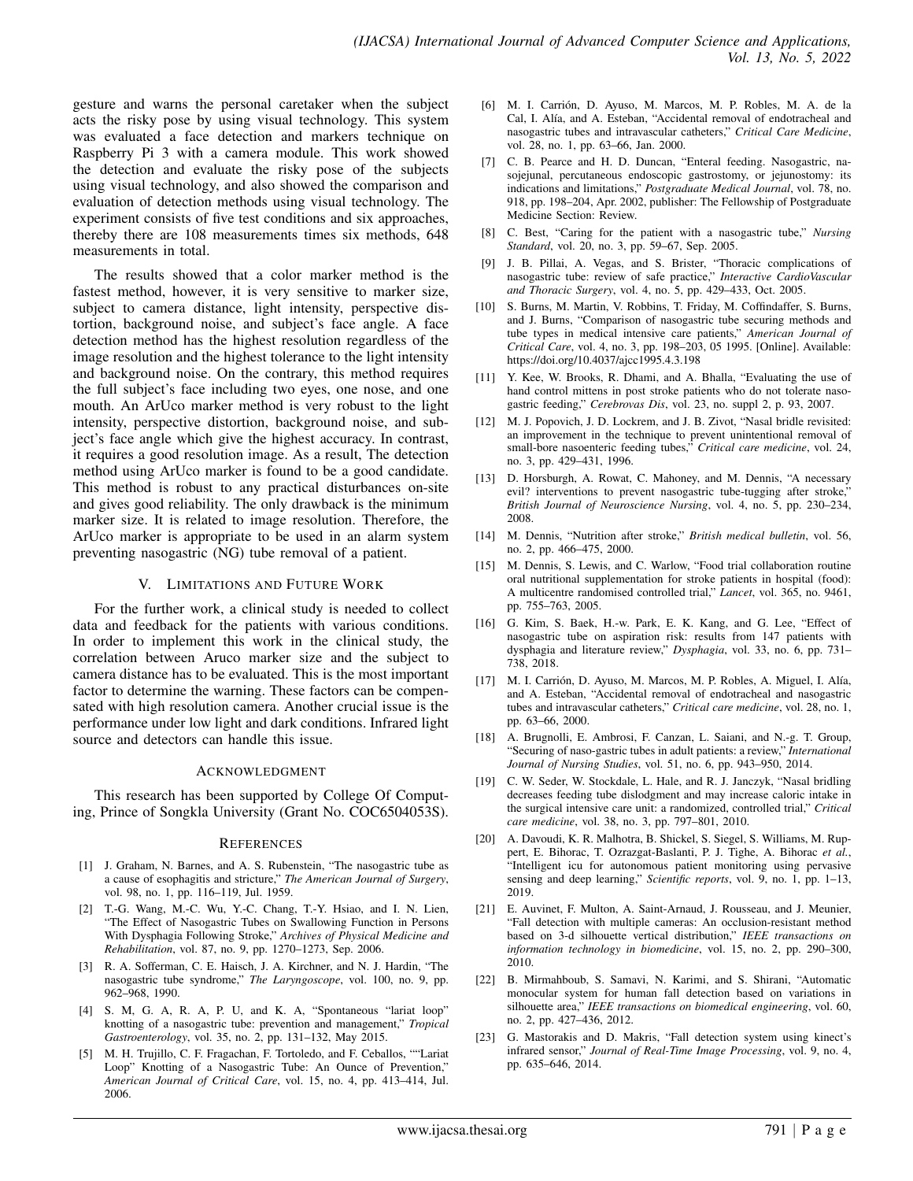gesture and warns the personal caretaker when the subject acts the risky pose by using visual technology. This system was evaluated a face detection and markers technique on Raspberry Pi 3 with a camera module. This work showed the detection and evaluate the risky pose of the subjects using visual technology, and also showed the comparison and evaluation of detection methods using visual technology. The experiment consists of five test conditions and six approaches, thereby there are 108 measurements times six methods, 648 measurements in total.

The results showed that a color marker method is the fastest method, however, it is very sensitive to marker size, subject to camera distance, light intensity, perspective distortion, background noise, and subject's face angle. A face detection method has the highest resolution regardless of the image resolution and the highest tolerance to the light intensity and background noise. On the contrary, this method requires the full subject's face including two eyes, one nose, and one mouth. An ArUco marker method is very robust to the light intensity, perspective distortion, background noise, and subject's face angle which give the highest accuracy. In contrast, it requires a good resolution image. As a result, The detection method using ArUco marker is found to be a good candidate. This method is robust to any practical disturbances on-site and gives good reliability. The only drawback is the minimum marker size. It is related to image resolution. Therefore, the ArUco marker is appropriate to be used in an alarm system preventing nasogastric (NG) tube removal of a patient.

## V. Limitations and Future Work

For the further work, a clinical study is needed to collect data and feedback for the patients with various conditions. In order to implement this work in the clinical study, the correlation between Aruco marker size and the subject to camera distance has to be evaluated. This is the most important factor to determine the warning. These factors can be compensated with high resolution camera. Another crucial issue is the performance under low light and dark conditions. Infrared light source and detectors can handle this issue.

## Acknowledgment

This research has been supported by College Of Computing, Prince of Songkla University (Grant No. COC6504053S).

## References

[1] J. Graham, N. Barnes, and A. S. Rubenstein, "The nasogastric tube as a cause of esophagitis and stricture," *The American Journal of Surgery*, vol. 98, no. 1, pp. 116–119, Jul. 1959.

[2] T.-G. Wang, M.-C. Wu, Y.-C. Chang, T.-Y. Hsiao, and I. N. Lien, "The Effect of Nasogastric Tubes on Swallowing Function in Persons With Dysphagia Following Stroke," *Archives of Physical Medicine and Rehabilitation*, vol. 87, no. 9, pp. 1270–1273, Sep. 2006.

[3] R. A. Sofferman, C. E. Haisch, J. A. Kirchner, and N. J. Hardin, "The nasogastric tube syndrome," *The Laryngoscope*, vol. 100, no. 9, pp. 962–968, 1990.

[4] S. M, G. A, R. A, P. U, and K. A, "Spontaneous "lariat loop" knotting of a nasogastric tube: prevention and management," *Tropical Gastroenterology*, vol. 35, no. 2, pp. 131–132, May 2015.

[5] M. H. Trujillo, C. F. Fragachan, F. Tortoledo, and F. Ceballos, ""Lariat Loop" Knotting of a Nasogastric Tube: An Ounce of Prevention," *American Journal of Critical Care*, vol. 15, no. 4, pp. 413–414, Jul. 2006.

[6] M. I. Carrión, D. Ayuso, M. Marcos, M. P. Robles, M. A. de la Cal, I. Alía, and A. Esteban, "Accidental removal of endotracheal and nasogastric tubes and intravascular catheters," *Critical Care Medicine*, vol. 28, no. 1, pp. 63–66, Jan. 2000.

[7] C. B. Pearce and H. D. Duncan, "Enteral feeding. Nasogastric, nasojejunal, percutaneous endoscopic gastrostomy, or jejunostomy: its indications and limitations," *Postgraduate Medical Journal*, vol. 78, no. 918, pp. 198–204, Apr. 2002, publisher: The Fellowship of Postgraduate Medicine Section: Review.

[8] C. Best, "Caring for the patient with a nasogastric tube," *Nursing Standard*, vol. 20, no. 3, pp. 59–67, Sep. 2005.

[9] J. B. Pillai, A. Vegas, and S. Brister, "Thoracic complications of nasogastric tube: review of safe practice," *Interactive CardioVascular and Thoracic Surgery*, vol. 4, no. 5, pp. 429–433, Oct. 2005.

[10] S. Burns, M. Martin, V. Robbins, T. Friday, M. Coffindaffer, S. Burns, and J. Burns, "Comparison of nasogastric tube securing methods and tube types in medical intensive care patients," *American Journal of Critical Care*, vol. 4, no. 3, pp. 198–203, 05 1995. [Online]. Available: https://doi.org/10.4037/ajcc1995.4.3.198

[11] Y. Kee, W. Brooks, R. Dhami, and A. Bhalla, "Evaluating the use of hand control mittens in post stroke patients who do not tolerate nasogastric feeding," *Cerebrovas Dis*, vol. 23, no. suppl 2, p. 93, 2007.

[12] M. J. Popovich, J. D. Lockrem, and J. B. Zivot, "Nasal bridle revisited: an improvement in the technique to prevent unintentional removal of small-bore nasoenteric feeding tubes," *Critical care medicine*, vol. 24, no. 3, pp. 429–431, 1996.

[13] D. Horsburgh, A. Rowat, C. Mahoney, and M. Dennis, "A necessary evil? interventions to prevent nasogastric tube-tugging after stroke," *British Journal of Neuroscience Nursing*, vol. 4, no. 5, pp. 230–234, 2008.

[14] M. Dennis, "Nutrition after stroke," *British medical bulletin*, vol. 56, no. 2, pp. 466–475, 2000.

[15] M. Dennis, S. Lewis, and C. Warlow, "Food trial collaboration routine oral nutritional supplementation for stroke patients in hospital (food): A multicentre randomised controlled trial," *Lancet*, vol. 365, no. 9461, pp. 755–763, 2005.

[16] G. Kim, S. Baek, H.-w. Park, E. K. Kang, and G. Lee, "Effect of nasogastric tube on aspiration risk: results from 147 patients with dysphagia and literature review," *Dysphagia*, vol. 33, no. 6, pp. 731–738, 2018.

[17] M. I. Carrión, D. Ayuso, M. Marcos, M. P. Robles, A. Miguel, I. Alía, and A. Esteban, "Accidental removal of endotracheal and nasogastric tubes and intravascular catheters," *Critical care medicine*, vol. 28, no. 1, pp. 63–66, 2000.

[18] A. Brugnolli, E. Ambrosi, F. Canzan, L. Saiani, and N.-g. T. Group, "Securing of naso-gastric tubes in adult patients: a review," *International Journal of Nursing Studies*, vol. 51, no. 6, pp. 943–950, 2014.

[19] C. W. Seder, W. Stockdale, L. Hale, and R. J. Janczyk, "Nasal bridling decreases feeding tube dislodgment and may increase caloric intake in the surgical intensive care unit: a randomized, controlled trial," *Critical care medicine*, vol. 38, no. 3, pp. 797–801, 2010.

[20] A. Davoudi, K. R. Malhotra, B. Shickel, S. Siegel, S. Williams, M. Ruppert, E. Bihorac, T. Ozrazgat-Baslanti, P. J. Tighe, A. Bihorac *et al.*, "Intelligent icu for autonomous patient monitoring using pervasive sensing and deep learning," *Scientific reports*, vol. 9, no. 1, pp. 1–13, 2019.

[21] E. Auvinet, F. Multon, A. Saint-Arnaud, J. Rousseau, and J. Meunier, "Fall detection with multiple cameras: An occlusion-resistant method based on 3-d silhouette vertical distribution," *IEEE transactions on information technology in biomedicine*, vol. 15, no. 2, pp. 290–300, 2010.

[22] B. Mirmahboub, S. Samavi, N. Karimi, and S. Shirani, "Automatic monocular system for human fall detection based on variations in silhouette area," *IEEE transactions on biomedical engineering*, vol. 60, no. 2, pp. 427–436, 2012.

[23] G. Mastorakis and D. Makris, "Fall detection system using kinect's infrared sensor," *Journal of Real-Time Image Processing*, vol. 9, no. 4, pp. 635–646, 2014.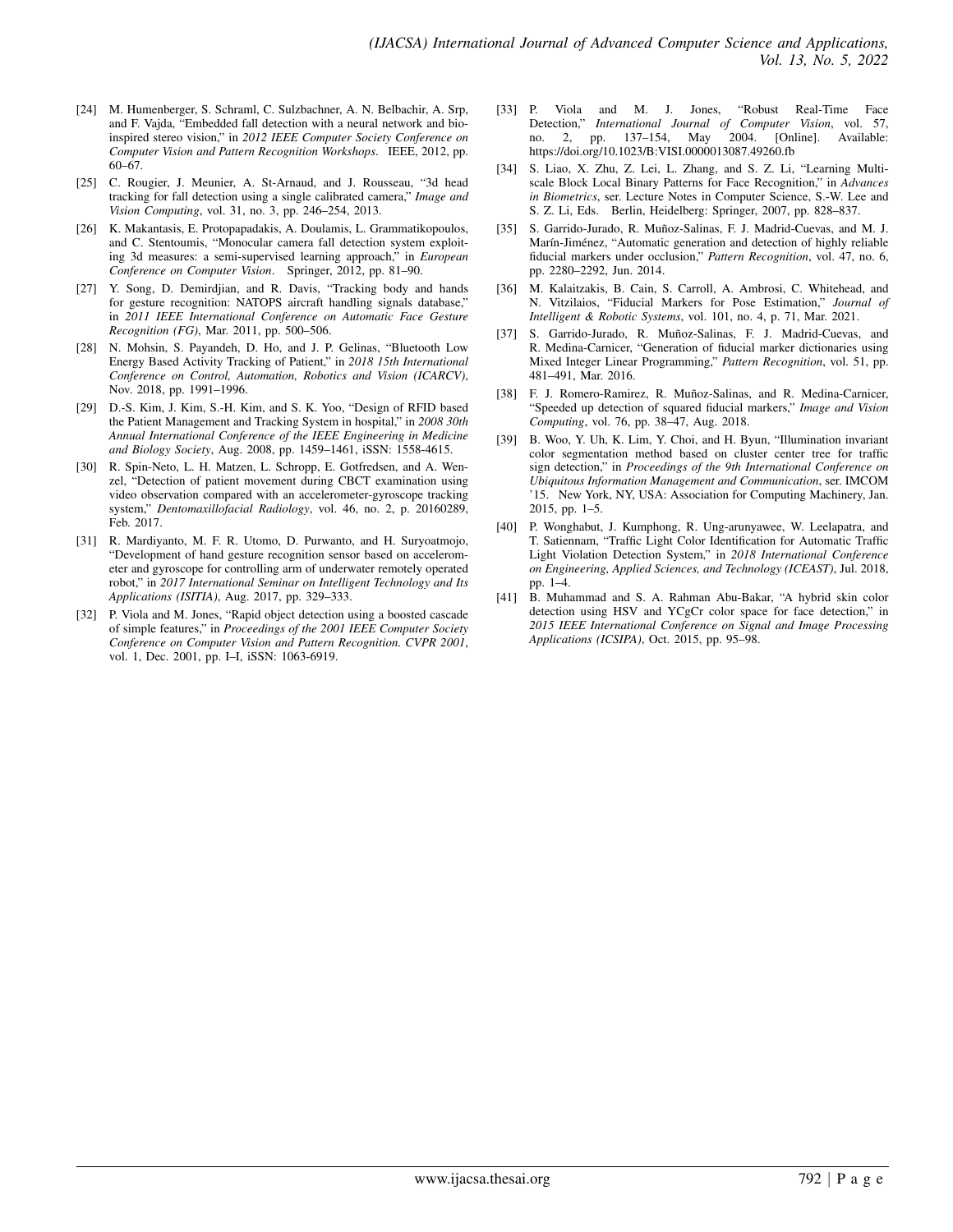[24] M. Humenberger, S. Schraml, C. Sulzbachner, A. N. Belbachir, A. Srp, and F. Vajda, "Embedded fall detection with a neural network and bio-inspired stereo vision," in *2012 IEEE Computer Society Conference on Computer Vision and Pattern Recognition Workshops*. IEEE, 2012, pp. 60–67.

[25] C. Rougier, J. Meunier, A. St-Arnaud, and J. Rousseau, "3d head tracking for fall detection using a single calibrated camera," *Image and Vision Computing*, vol. 31, no. 3, pp. 246–254, 2013.

[26] K. Makantasis, E. Protopapadakis, A. Doulamis, L. Grammatikopoulos, and C. Stentoumis, "Monocular camera fall detection system exploiting 3d measures: a semi-supervised learning approach," in *European Conference on Computer Vision*. Springer, 2012, pp. 81–90.

[27] Y. Song, D. Demirdjian, and R. Davis, "Tracking body and hands for gesture recognition: NATOPS aircraft handling signals database," in *2011 IEEE International Conference on Automatic Face Gesture Recognition (FG)*, Mar. 2011, pp. 500–506.

[28] N. Mohsin, S. Payandeh, D. Ho, and J. P. Gelinas, "Bluetooth Low Energy Based Activity Tracking of Patient," in *2018 15th International Conference on Control, Automation, Robotics and Vision (ICARCV)*, Nov. 2018, pp. 1991–1996.

[29] D.-S. Kim, J. Kim, S.-H. Kim, and S. K. Yoo, "Design of RFID based the Patient Management and Tracking System in hospital," in *2008 30th Annual International Conference of the IEEE Engineering in Medicine and Biology Society*, Aug. 2008, pp. 1459–1461, iSSN: 1558-4615.

[30] R. Spin-Neto, L. H. Matzen, L. Schropp, E. Gotfredsen, and A. Wenzel, "Detection of patient movement during CBCT examination using video observation compared with an accelerometer-gyroscope tracking system," *Dentomaxillofacial Radiology*, vol. 46, no. 2, p. 20160289, Feb. 2017.

[31] R. Mardiyanto, M. F. R. Utomo, D. Purwanto, and H. Suryoatmojo, "Development of hand gesture recognition sensor based on accelerometer and gyroscope for controlling arm of underwater remotely operated robot," in *2017 International Seminar on Intelligent Technology and Its Applications (ISITIA)*, Aug. 2017, pp. 329–333.

[32] P. Viola and M. Jones, "Rapid object detection using a boosted cascade of simple features," in *Proceedings of the 2001 IEEE Computer Society Conference on Computer Vision and Pattern Recognition. CVPR 2001*, vol. 1, Dec. 2001, pp. I–I, iSSN: 1063-6919.

[33] P. Viola and M. J. Jones, "Robust Real-Time Face Detection," *International Journal of Computer Vision*, vol. 57, no. 2, pp. 137–154, May 2004. [Online]. Available: https://doi.org/10.1023/B:VISI.0000013087.49260.fb

[34] S. Liao, X. Zhu, Z. Lei, L. Zhang, and S. Z. Li, "Learning Multi-scale Block Local Binary Patterns for Face Recognition," in *Advances in Biometrics*, ser. Lecture Notes in Computer Science, S.-W. Lee and S. Z. Li, Eds. Berlin, Heidelberg: Springer, 2007, pp. 828–837.

[35] S. Garrido-Jurado, R. Muñoz-Salinas, F. J. Madrid-Cuevas, and M. J. Marín-Jiménez, "Automatic generation and detection of highly reliable fiducial markers under occlusion," *Pattern Recognition*, vol. 47, no. 6, pp. 2280–2292, Jun. 2014.

[36] M. Kalaitzakis, B. Cain, S. Carroll, A. Ambrosi, C. Whitehead, and N. Vitzilaios, "Fiducial Markers for Pose Estimation," *Journal of Intelligent & Robotic Systems*, vol. 101, no. 4, p. 71, Mar. 2021.

[37] S. Garrido-Jurado, R. Muñoz-Salinas, F. J. Madrid-Cuevas, and R. Medina-Carnicer, "Generation of fiducial marker dictionaries using Mixed Integer Linear Programming," *Pattern Recognition*, vol. 51, pp. 481–491, Mar. 2016.

[38] F. J. Romero-Ramirez, R. Muñoz-Salinas, and R. Medina-Carnicer, "Speeded up detection of squared fiducial markers," *Image and Vision Computing*, vol. 76, pp. 38–47, Aug. 2018.

[39] B. Woo, Y. Uh, K. Lim, Y. Choi, and H. Byun, "Illumination invariant color segmentation method based on cluster center tree for traffic sign detection," in *Proceedings of the 9th International Conference on Ubiquitous Information Management and Communication*, ser. IMCOM '15. New York, NY, USA: Association for Computing Machinery, Jan. 2015, pp. 1–5.

[40] P. Wonghabut, J. Kumphong, R. Ung-arunyawee, W. Leelapatra, and T. Satiennam, "Traffic Light Color Identification for Automatic Traffic Light Violation Detection System," in *2018 International Conference on Engineering, Applied Sciences, and Technology (ICEAST)*, Jul. 2018, pp. 1–4.

[41] B. Muhammad and S. A. Rahman Abu-Bakar, "A hybrid skin color detection using HSV and YCgCr color space for face detection," in *2015 IEEE International Conference on Signal and Image Processing Applications (ICSIPA)*, Oct. 2015, pp. 95–98.